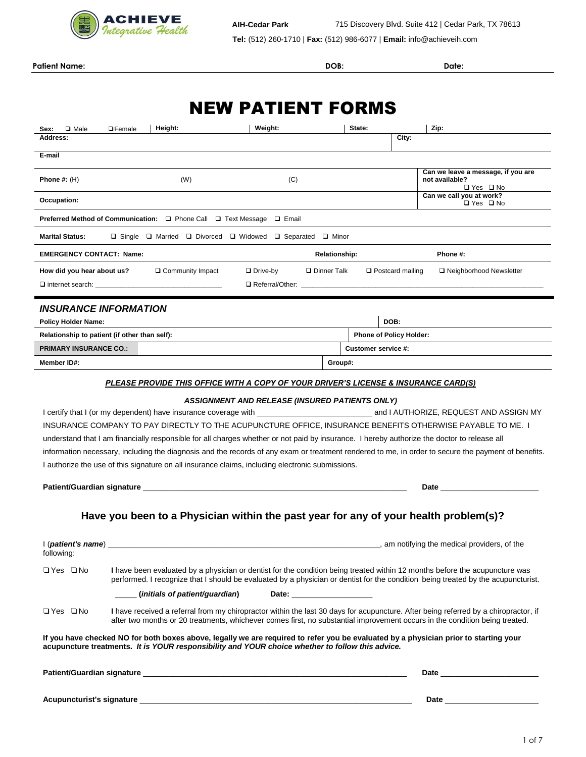**ACHIEVE** *Integrative Health*

**AIH-Cedar Park** 715 Discovery Blvd. Suite 412 | Cedar Park, TX 78613

**Tel:** (512) 260-1710 | **Fax:** (512) 986-6077 | **Email:** info@achieveih.com

**Patient Name:** **DOB:** **Date:**

# NEW PATIENT FORMS

| | | | | |
|---|---|---|---|---|
| **Sex:** ❑ Male ❑ Female | **Height:** | **Weight:** | **State:** | **Zip:** |
| **Address:** | | | **City:** | |
| **E-mail** | | | | |
| **Phone #:** (H) | (W) | (C) | | **Can we leave a message, if you are not available?** ❑ Yes ❑ No |
| **Occupation:** | | | | **Can we call you at work?** ❑ Yes ❑ No |
| **Preferred Method of Communication:** ❑ Phone Call ❑ Text Message ❑ Email | | | | |
| **Marital Status:** ❑ Single ❑ Married ❑ Divorced ❑ Widowed ❑ Separated ❑ Minor | | | | |
| **EMERGENCY CONTACT: Name:** | | **Relationship:** | | **Phone #:** |

**How did you hear about us?** ❑ Community Impact ❑ Drive-by ❑ Dinner Talk ❑ Postcard mailing ❑ Neighborhood Newsletter

❑ internet search: ______________________ ❑ Referral/Other: ______________________

## *INSURANCE INFORMATION*

| | |
|---|---|
| **Policy Holder Name:** | **DOB:** |
| **Relationship to patient (if other than self):** | **Phone of Policy Holder:** |
| **PRIMARY INSURANCE CO.:** | **Customer service #:** |
| **Member ID#:** | **Group#:** |

***PLEASE PROVIDE THIS OFFICE WITH A COPY OF YOUR DRIVER'S LICENSE & INSURANCE CARD(S)***

***ASSIGNMENT AND RELEASE (INSURED PATIENTS ONLY)***

I certify that I (or my dependent) have insurance coverage with ______________________ and I AUTHORIZE, REQUEST AND ASSIGN MY INSURANCE COMPANY TO PAY DIRECTLY TO THE ACUPUNCTURE OFFICE, INSURANCE BENEFITS OTHERWISE PAYABLE TO ME. I understand that I am financially responsible for all charges whether or not paid by insurance. I hereby authorize the doctor to release all information necessary, including the diagnosis and the records of any exam or treatment rendered to me, in order to secure the payment of benefits. I authorize the use of this signature on all insurance claims, including electronic submissions.

**Patient/Guardian signature** ______________________ **Date** ______________

## Have you been to a Physician within the past year for any of your health problem(s)?

I (***patient's name***) ______________________, am notifying the medical providers, of the following:

❑ Yes ❑ No — I have been evaluated by a physician or dentist for the condition being treated within 12 months before the acupuncture was performed. I recognize that I should be evaluated by a physician or dentist for the condition being treated by the acupuncturist.

_____ (***initials of patient/guardian***) **Date:** ______________

❑ Yes ❑ No — I have received a referral from my chiropractor within the last 30 days for acupuncture. After being referred by a chiropractor, if after two months or 20 treatments, whichever comes first, no substantial improvement occurs in the condition being treated.

**If you have checked NO for both boxes above, legally we are required to refer you be evaluated by a physician prior to starting your acupuncture treatments. *It is YOUR responsibility and YOUR choice whether to follow this advice.***

**Patient/Guardian signature** ______________________ **Date** ______________

**Acupuncturist's signature** ______________________ **Date** ______________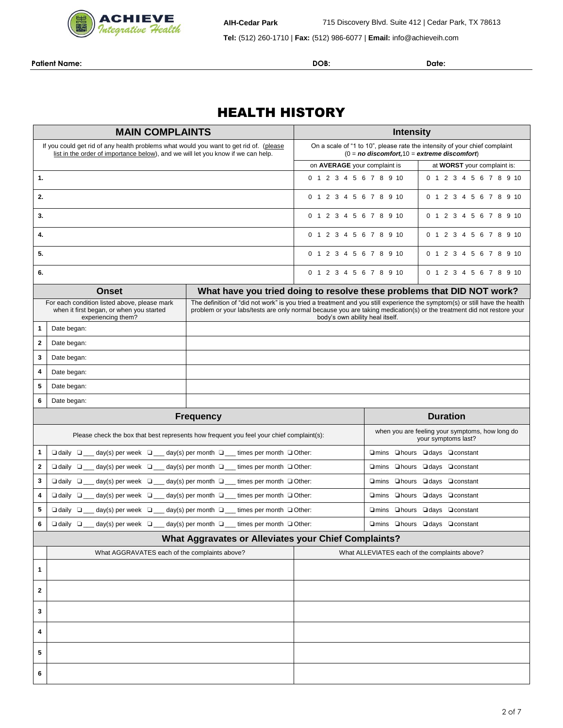ACHIEVE Integrative Health

**AIH-Cedar Park** 715 Discovery Blvd. Suite 412 | Cedar Park, TX 78613

**Tel:** (512) 260-1710 | **Fax:** (512) 986-6077 | **Email:** info@achieveih.com

**Patient Name:** **DOB:** **Date:**

# HEALTH HISTORY

| MAIN COMPLAINTS | Intensity | |
|---|---|---|
| If you could get rid of any health problems what would you want to get rid of. (please list in the order of importance below), and we will let you know if we can help. | On a scale of "1 to 10", please rate the intensity of your chief complaint (0 = ***no discomfort,***10 = ***extreme discomfort***) | |
| | on **AVERAGE** your complaint is | at **WORST** your complaint is: |
| **1.** | 0 1 2 3 4 5 6 7 8 9 10 | 0 1 2 3 4 5 6 7 8 9 10 |
| **2.** | 0 1 2 3 4 5 6 7 8 9 10 | 0 1 2 3 4 5 6 7 8 9 10 |
| **3.** | 0 1 2 3 4 5 6 7 8 9 10 | 0 1 2 3 4 5 6 7 8 9 10 |
| **4.** | 0 1 2 3 4 5 6 7 8 9 10 | 0 1 2 3 4 5 6 7 8 9 10 |
| **5.** | 0 1 2 3 4 5 6 7 8 9 10 | 0 1 2 3 4 5 6 7 8 9 10 |
| **6.** | 0 1 2 3 4 5 6 7 8 9 10 | 0 1 2 3 4 5 6 7 8 9 10 |

| | Onset | What have you tried doing to resolve these problems that DID NOT work? |
|---|---|---|
| | For each condition listed above, please mark when it first began, or when you started experiencing them? | The definition of "did not work" is you tried a treatment and you still experience the symptom(s) or still have the health problem or your labs/tests are only normal because you are taking medication(s) or the treatment did not restore your body's own ability heal itself. |
| **1** | Date began: | |
| **2** | Date began: | |
| **3** | Date began: | |
| **4** | Date began: | |
| **5** | Date began: | |
| **6** | Date began: | |

| | Frequency | Duration |
|---|---|---|
| | Please check the box that best represents how frequent you feel your chief complaint(s): | when you are feeling your symptoms, how long do your symptoms last? |
| **1** | ❑ daily ❑ ___ day(s) per week ❑ ___ day(s) per month ❑ ___ times per month ❑ Other: | ❑mins ❑hours ❑days ❑constant |
| **2** | ❑ daily ❑ ___ day(s) per week ❑ ___ day(s) per month ❑ ___ times per month ❑ Other: | ❑mins ❑hours ❑days ❑constant |
| **3** | ❑ daily ❑ ___ day(s) per week ❑ ___ day(s) per month ❑ ___ times per month ❑ Other: | ❑mins ❑hours ❑days ❑constant |
| **4** | ❑ daily ❑ ___ day(s) per week ❑ ___ day(s) per month ❑ ___ times per month ❑ Other: | ❑mins ❑hours ❑days ❑constant |
| **5** | ❑ daily ❑ ___ day(s) per week ❑ ___ day(s) per month ❑ ___ times per month ❑ Other: | ❑mins ❑hours ❑days ❑constant |
| **6** | ❑ daily ❑ ___ day(s) per week ❑ ___ day(s) per month ❑ ___ times per month ❑ Other: | ❑mins ❑hours ❑days ❑constant |

## What Aggravates or Alleviates your Chief Complaints?

| | What AGGRAVATES each of the complaints above? | What ALLEVIATES each of the complaints above? |
|---|---|---|
| **1** | | |
| **2** | | |
| **3** | | |
| **4** | | |
| **5** | | |
| **6** | | |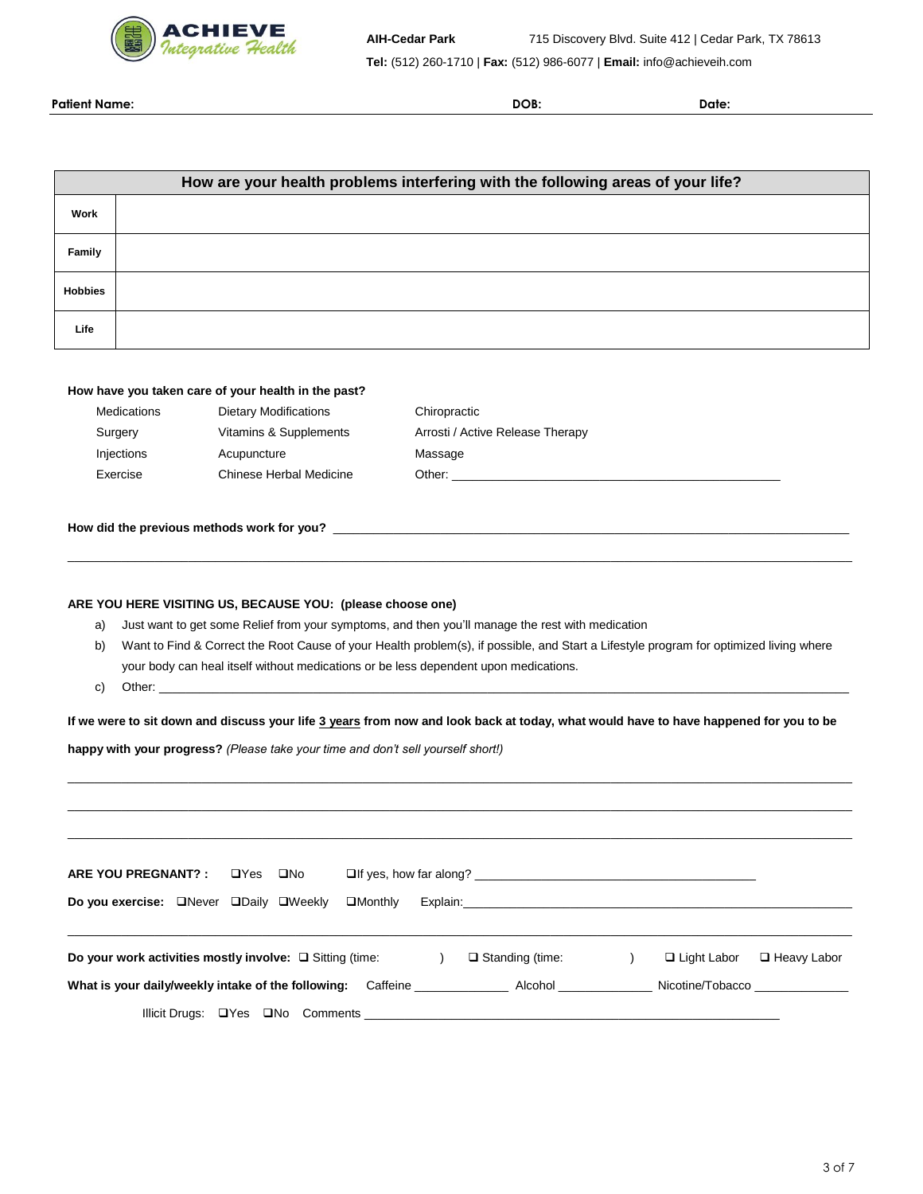**ACHIEVE** *Integrative Health*

**AIH-Cedar Park** 715 Discovery Blvd. Suite 412 | Cedar Park, TX 78613

**Tel:** (512) 260-1710 | **Fax:** (512) 986-6077 | **Email:** info@achieveih.com

**Patient Name:** **DOB:** **Date:**

| How are your health problems interfering with the following areas of your life? | |
|---|---|
| **Work** | |
| **Family** | |
| **Hobbies** | |
| **Life** | |

**How have you taken care of your health in the past?**

| | | |
|---|---|---|
| Medications | Dietary Modifications | Chiropractic |
| Surgery | Vitamins & Supplements | Arrosti / Active Release Therapy |
| Injections | Acupuncture | Massage |
| Exercise | Chinese Herbal Medicine | Other: ______________________ |

**How did the previous methods work for you?** ______________________

______________________

**ARE YOU HERE VISITING US, BECAUSE YOU: (please choose one)**

a) Just want to get some Relief from your symptoms, and then you'll manage the rest with medication

b) Want to Find & Correct the Root Cause of your Health problem(s), if possible, and Start a Lifestyle program for optimized living where your body can heal itself without medications or be less dependent upon medications.

c) Other: ______________________

**If we were to sit down and discuss your life 3 years from now and look back at today, what would have to have happened for you to be happy with your progress?** *(Please take your time and don't sell yourself short!)*

______________________

______________________

______________________

**ARE YOU PREGNANT? :** ❑Yes ❑No ❑If yes, how far along? ______________________

**Do you exercise:** ❑Never ❑Daily ❑Weekly ❑Monthly Explain: ______________________

______________________

**Do your work activities mostly involve:** ❑ Sitting (time: ) ❑ Standing (time: ) ❑ Light Labor ❑ Heavy Labor

**What is your daily/weekly intake of the following:** Caffeine __________ Alcohol __________ Nicotine/Tobacco __________

Illicit Drugs: ❑Yes ❑No Comments ______________________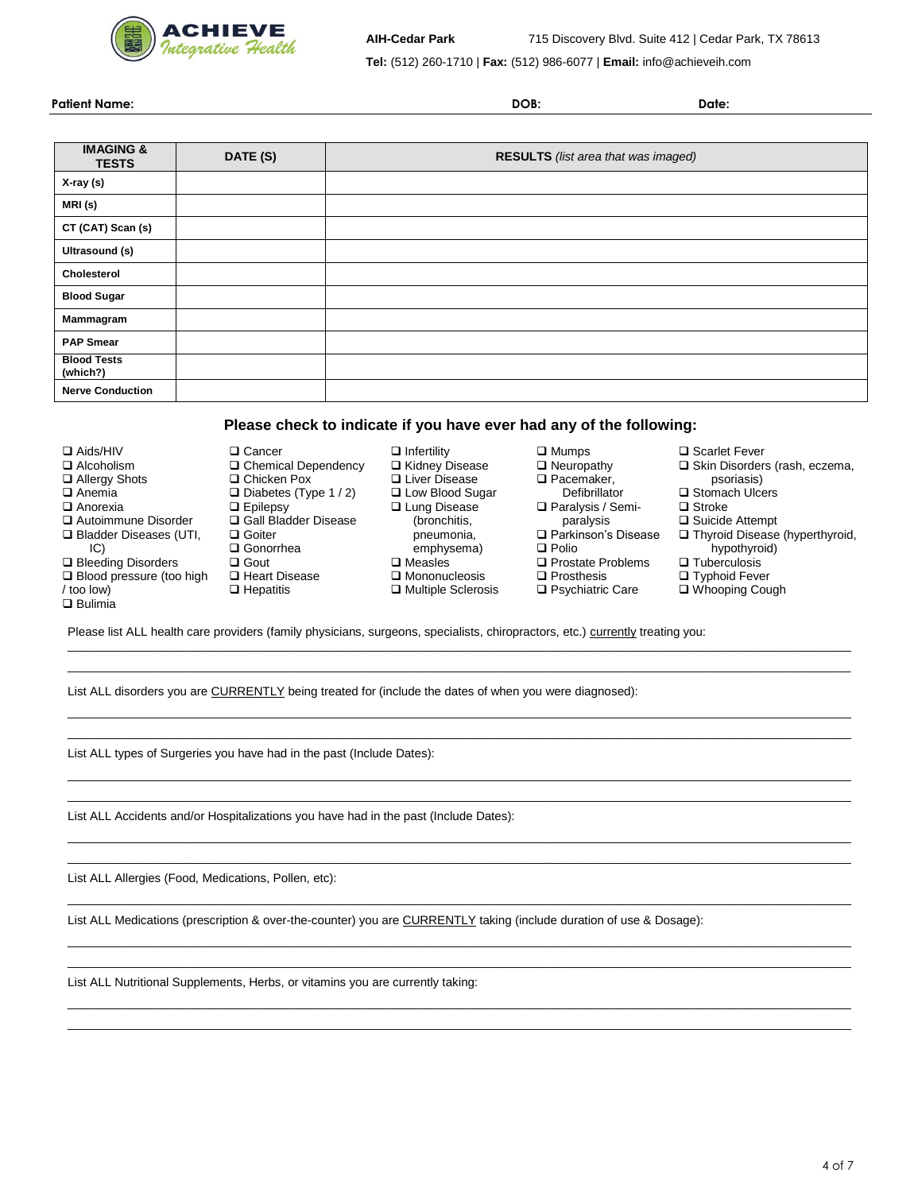**ACHIEVE** *Integrative Health*

**AIH-Cedar Park** 715 Discovery Blvd. Suite 412 | Cedar Park, TX 78613

**Tel:** (512) 260-1710 | **Fax:** (512) 986-6077 | **Email:** info@achieveih.com

**Patient Name:** **DOB:** **Date:**

| IMAGING & TESTS | DATE (S) | RESULTS *(list area that was imaged)* |
|---|---|---|
| X-ray (s) | | |
| MRI (s) | | |
| CT (CAT) Scan (s) | | |
| Ultrasound (s) | | |
| Cholesterol | | |
| Blood Sugar | | |
| Mammagram | | |
| PAP Smear | | |
| Blood Tests (which?) | | |
| Nerve Conduction | | |

## Please check to indicate if you have ever had any of the following:

- ❑ Aids/HIV
- ❑ Alcoholism
- ❑ Allergy Shots
- ❑ Anemia
- ❑ Anorexia
- ❑ Autoimmune Disorder
- ❑ Bladder Diseases (UTI, IC)
- ❑ Bleeding Disorders
- ❑ Blood pressure (too high / too low)
- ❑ Bulimia
- ❑ Cancer
- ❑ Chemical Dependency
- ❑ Chicken Pox
- ❑ Diabetes (Type 1 / 2)
- ❑ Epilepsy
- ❑ Gall Bladder Disease
- ❑ Goiter
- ❑ Gonorrhea
- ❑ Gout
- ❑ Heart Disease
- ❑ Hepatitis
- ❑ Infertility
- ❑ Kidney Disease
- ❑ Liver Disease
- ❑ Low Blood Sugar
- ❑ Lung Disease (bronchitis, pneumonia, emphysema)
- ❑ Measles
- ❑ Mononucleosis
- ❑ Multiple Sclerosis
- ❑ Mumps
- ❑ Neuropathy
- ❑ Pacemaker, Defibrillator
- ❑ Paralysis / Semi-paralysis
- ❑ Parkinson's Disease
- ❑ Polio
- ❑ Prostate Problems
- ❑ Prosthesis
- ❑ Psychiatric Care
- ❑ Scarlet Fever
- ❑ Skin Disorders (rash, eczema, psoriasis)
- ❑ Stomach Ulcers
- ❑ Stroke
- ❑ Suicide Attempt
- ❑ Thyroid Disease (hyperthyroid, hypothyroid)
- ❑ Tuberculosis
- ❑ Typhoid Fever
- ❑ Whooping Cough

Please list ALL health care providers (family physicians, surgeons, specialists, chiropractors, etc.) <u>currently</u> treating you:

______________________________________________________________________________

______________________________________________________________________________

List ALL disorders you are <u>CURRENTLY</u> being treated for (include the dates of when you were diagnosed):

______________________________________________________________________________

______________________________________________________________________________

List ALL types of Surgeries you have had in the past (Include Dates):

______________________________________________________________________________

______________________________________________________________________________

List ALL Accidents and/or Hospitalizations you have had in the past (Include Dates):

______________________________________________________________________________

______________________________________________________________________________

List ALL Allergies (Food, Medications, Pollen, etc):

______________________________________________________________________________

List ALL Medications (prescription & over-the-counter) you are <u>CURRENTLY</u> taking (include duration of use & Dosage):

______________________________________________________________________________

______________________________________________________________________________

List ALL Nutritional Supplements, Herbs, or vitamins you are currently taking:

______________________________________________________________________________

______________________________________________________________________________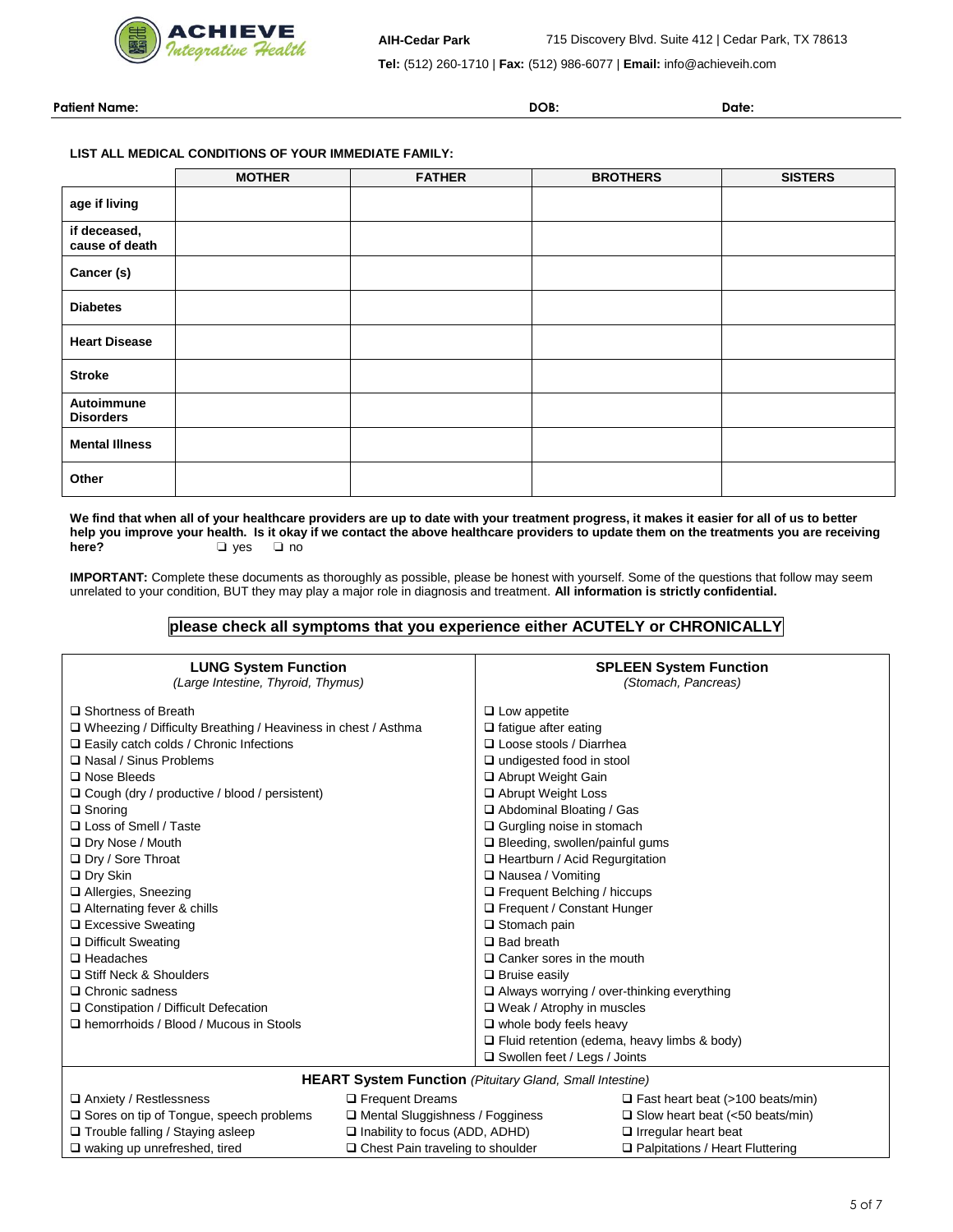**ACHIEVE** *Integrative Health*

**AIH-Cedar Park** 715 Discovery Blvd. Suite 412 | Cedar Park, TX 78613

**Tel:** (512) 260-1710 | **Fax:** (512) 986-6077 | **Email:** info@achieveih.com

**Patient Name:** **DOB:** **Date:**

**LIST ALL MEDICAL CONDITIONS OF YOUR IMMEDIATE FAMILY:**

| | MOTHER | FATHER | BROTHERS | SISTERS |
|---|---|---|---|---|
| **age if living** | | | | |
| **if deceased, cause of death** | | | | |
| **Cancer (s)** | | | | |
| **Diabetes** | | | | |
| **Heart Disease** | | | | |
| **Stroke** | | | | |
| **Autoimmune Disorders** | | | | |
| **Mental Illness** | | | | |
| **Other** | | | | |

**We find that when all of your healthcare providers are up to date with your treatment progress, it makes it easier for all of us to better help you improve your health. Is it okay if we contact the above healthcare providers to update them on the treatments you are receiving here?** ❑ yes ❑ no

**IMPORTANT:** Complete these documents as thoroughly as possible, please be honest with yourself. Some of the questions that follow may seem unrelated to your condition, BUT they may play a major role in diagnosis and treatment. **All information is strictly confidential.**

**please check all symptoms that you experience either ACUTELY or CHRONICALLY**

### LUNG System Function
*(Large Intestine, Thyroid, Thymus)*

- ❑ Shortness of Breath
- ❑ Wheezing / Difficulty Breathing / Heaviness in chest / Asthma
- ❑ Easily catch colds / Chronic Infections
- ❑ Nasal / Sinus Problems
- ❑ Nose Bleeds
- ❑ Cough (dry / productive / blood / persistent)
- ❑ Snoring
- ❑ Loss of Smell / Taste
- ❑ Dry Nose / Mouth
- ❑ Dry / Sore Throat
- ❑ Dry Skin
- ❑ Allergies, Sneezing
- ❑ Alternating fever & chills
- ❑ Excessive Sweating
- ❑ Difficult Sweating
- ❑ Headaches
- ❑ Stiff Neck & Shoulders
- ❑ Chronic sadness
- ❑ Constipation / Difficult Defecation
- ❑ hemorrhoids / Blood / Mucous in Stools

### SPLEEN System Function
*(Stomach, Pancreas)*

- ❑ Low appetite
- ❑ fatigue after eating
- ❑ Loose stools / Diarrhea
- ❑ undigested food in stool
- ❑ Abrupt Weight Gain
- ❑ Abrupt Weight Loss
- ❑ Abdominal Bloating / Gas
- ❑ Gurgling noise in stomach
- ❑ Bleeding, swollen/painful gums
- ❑ Heartburn / Acid Regurgitation
- ❑ Nausea / Vomiting
- ❑ Frequent Belching / hiccups
- ❑ Frequent / Constant Hunger
- ❑ Stomach pain
- ❑ Bad breath
- ❑ Canker sores in the mouth
- ❑ Bruise easily
- ❑ Always worrying / over-thinking everything
- ❑ Weak / Atrophy in muscles
- ❑ whole body feels heavy
- ❑ Fluid retention (edema, heavy limbs & body)
- ❑ Swollen feet / Legs / Joints

### HEART System Function *(Pituitary Gland, Small Intestine)*

- ❑ Anxiety / Restlessness
- ❑ Sores on tip of Tongue, speech problems
- ❑ Trouble falling / Staying asleep
- ❑ waking up unrefreshed, tired
- ❑ Frequent Dreams
- ❑ Mental Sluggishness / Fogginess
- ❑ Inability to focus (ADD, ADHD)
- ❑ Chest Pain traveling to shoulder
- ❑ Fast heart beat (>100 beats/min)
- ❑ Slow heart beat (<50 beats/min)
- ❑ Irregular heart beat
- ❑ Palpitations / Heart Fluttering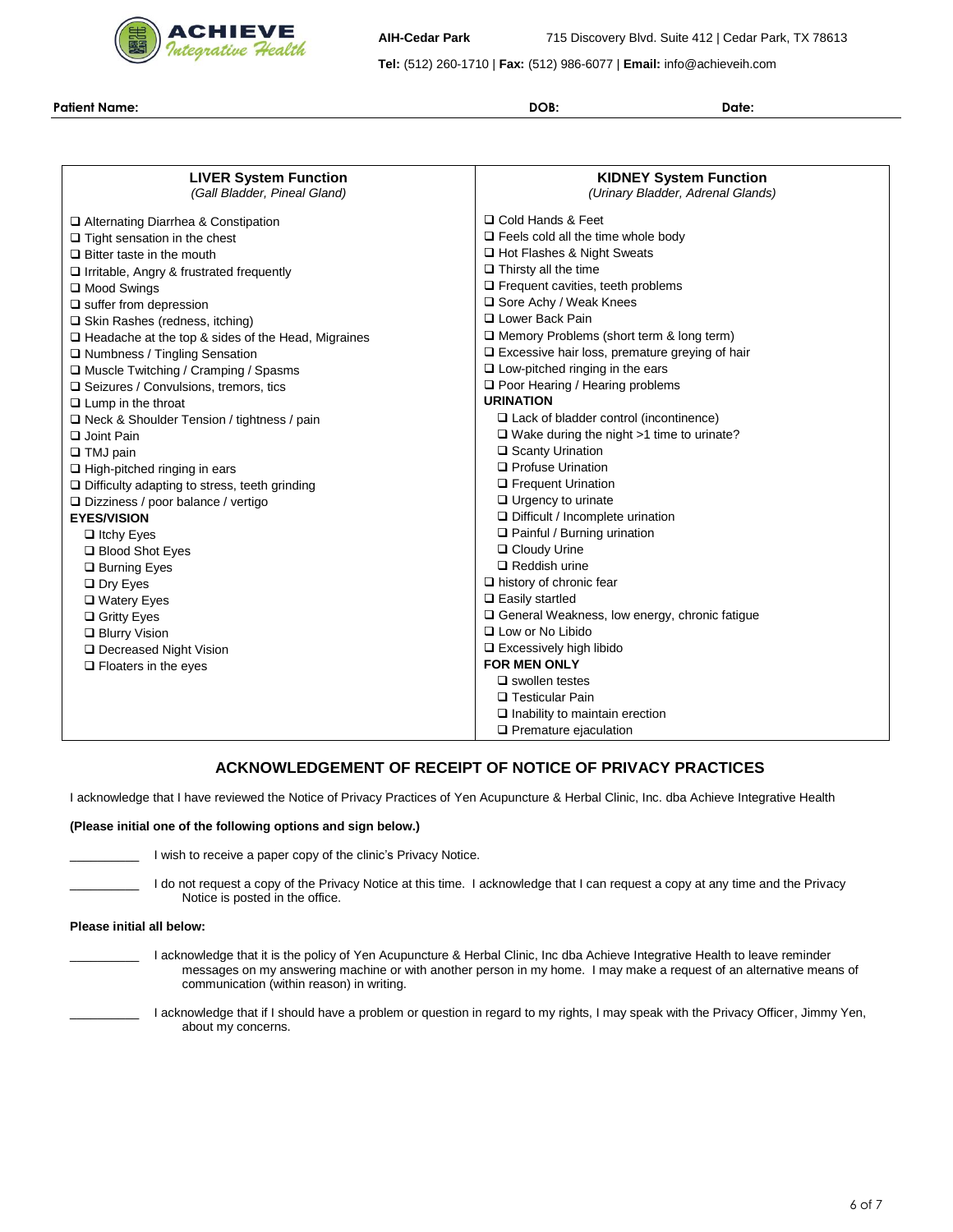**ACHIEVE Integrative Health**

**AIH-Cedar Park** 715 Discovery Blvd. Suite 412 | Cedar Park, TX 78613

**Tel:** (512) 260-1710 | **Fax:** (512) 986-6077 | **Email:** info@achieveih.com

**Patient Name:** **DOB:** **Date:**

### LIVER System Function
*(Gall Bladder, Pineal Gland)*

- ❑ Alternating Diarrhea & Constipation
- ❑ Tight sensation in the chest
- ❑ Bitter taste in the mouth
- ❑ Irritable, Angry & frustrated frequently
- ❑ Mood Swings
- ❑ suffer from depression
- ❑ Skin Rashes (redness, itching)
- ❑ Headache at the top & sides of the Head, Migraines
- ❑ Numbness / Tingling Sensation
- ❑ Muscle Twitching / Cramping / Spasms
- ❑ Seizures / Convulsions, tremors, tics
- ❑ Lump in the throat
- ❑ Neck & Shoulder Tension / tightness / pain
- ❑ Joint Pain
- ❑ TMJ pain
- ❑ High-pitched ringing in ears
- ❑ Difficulty adapting to stress, teeth grinding
- ❑ Dizziness / poor balance / vertigo

**EYES/VISION**

- ❑ Itchy Eyes
- ❑ Blood Shot Eyes
- ❑ Burning Eyes
- ❑ Dry Eyes
- ❑ Watery Eyes
- ❑ Gritty Eyes
- ❑ Blurry Vision
- ❑ Decreased Night Vision
- ❑ Floaters in the eyes

### KIDNEY System Function
*(Urinary Bladder, Adrenal Glands)*

- ❑ Cold Hands & Feet
- ❑ Feels cold all the time whole body
- ❑ Hot Flashes & Night Sweats
- ❑ Thirsty all the time
- ❑ Frequent cavities, teeth problems
- ❑ Sore Achy / Weak Knees
- ❑ Lower Back Pain
- ❑ Memory Problems (short term & long term)
- ❑ Excessive hair loss, premature greying of hair
- ❑ Low-pitched ringing in the ears
- ❑ Poor Hearing / Hearing problems

**URINATION**

- ❑ Lack of bladder control (incontinence)
- ❑ Wake during the night >1 time to urinate?
- ❑ Scanty Urination
- ❑ Profuse Urination
- ❑ Frequent Urination
- ❑ Urgency to urinate
- ❑ Difficult / Incomplete urination
- ❑ Painful / Burning urination
- ❑ Cloudy Urine
- ❑ Reddish urine

- ❑ history of chronic fear
- ❑ Easily startled
- ❑ General Weakness, low energy, chronic fatigue
- ❑ Low or No Libido
- ❑ Excessively high libido

**FOR MEN ONLY**

- ❑ swollen testes
- ❑ Testicular Pain
- ❑ Inability to maintain erection
- ❑ Premature ejaculation

## ACKNOWLEDGEMENT OF RECEIPT OF NOTICE OF PRIVACY PRACTICES

I acknowledge that I have reviewed the Notice of Privacy Practices of Yen Acupuncture & Herbal Clinic, Inc. dba Achieve Integrative Health

**(Please initial one of the following options and sign below.)**

__________ I wish to receive a paper copy of the clinic's Privacy Notice.

__________ I do not request a copy of the Privacy Notice at this time. I acknowledge that I can request a copy at any time and the Privacy Notice is posted in the office.

**Please initial all below:**

__________ I acknowledge that it is the policy of Yen Acupuncture & Herbal Clinic, Inc dba Achieve Integrative Health to leave reminder messages on my answering machine or with another person in my home. I may make a request of an alternative means of communication (within reason) in writing.

__________ I acknowledge that if I should have a problem or question in regard to my rights, I may speak with the Privacy Officer, Jimmy Yen, about my concerns.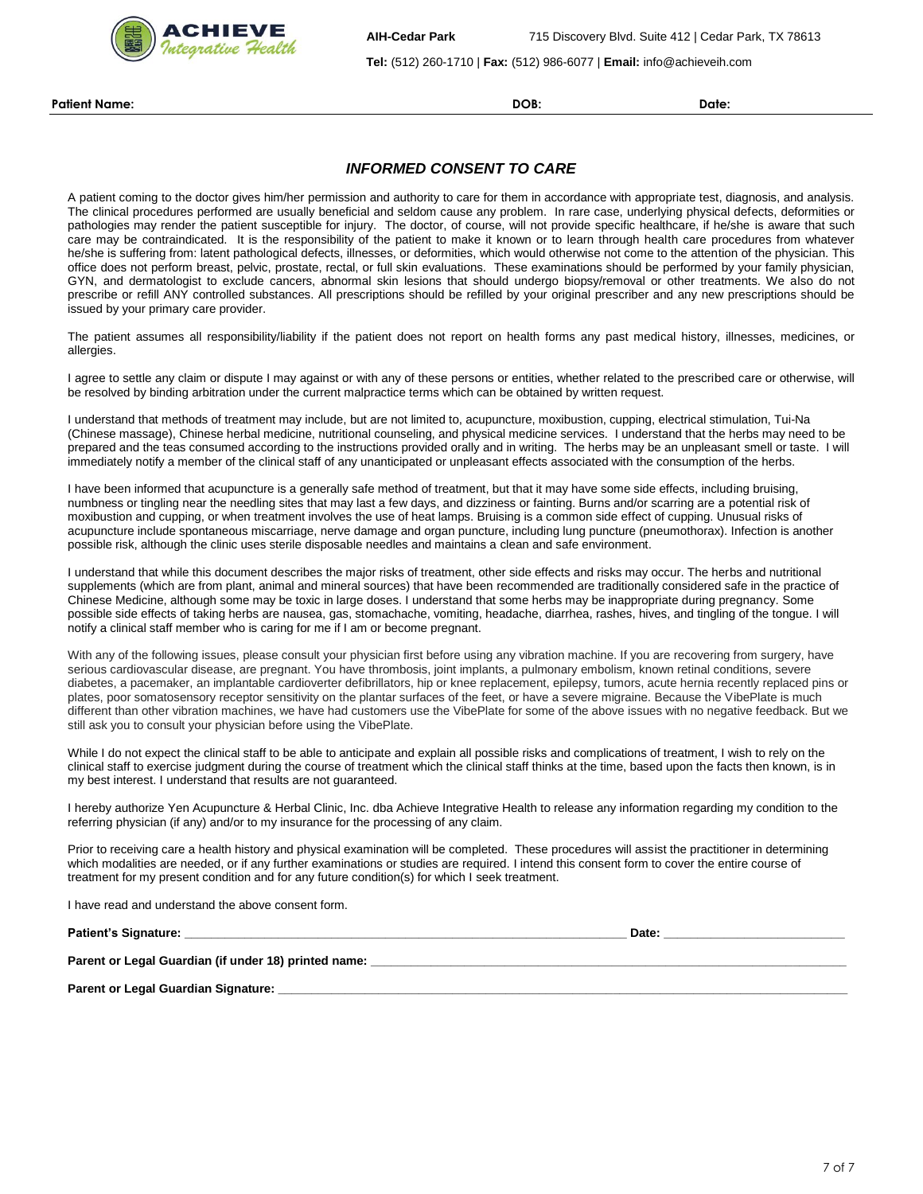**ACHIEVE** *Integrative Health*

**AIH-Cedar Park** 715 Discovery Blvd. Suite 412 | Cedar Park, TX 78613

**Tel:** (512) 260-1710 | **Fax:** (512) 986-6077 | **Email:** info@achieveih.com

**Patient Name:** **DOB:** **Date:**

## *INFORMED CONSENT TO CARE*

A patient coming to the doctor gives him/her permission and authority to care for them in accordance with appropriate test, diagnosis, and analysis. The clinical procedures performed are usually beneficial and seldom cause any problem. In rare case, underlying physical defects, deformities or pathologies may render the patient susceptible for injury. The doctor, of course, will not provide specific healthcare, if he/she is aware that such care may be contraindicated. It is the responsibility of the patient to make it known or to learn through health care procedures from whatever he/she is suffering from: latent pathological defects, illnesses, or deformities, which would otherwise not come to the attention of the physician. This office does not perform breast, pelvic, prostate, rectal, or full skin evaluations. These examinations should be performed by your family physician, GYN, and dermatologist to exclude cancers, abnormal skin lesions that should undergo biopsy/removal or other treatments. We also do not prescribe or refill ANY controlled substances. All prescriptions should be refilled by your original prescriber and any new prescriptions should be issued by your primary care provider.

The patient assumes all responsibility/liability if the patient does not report on health forms any past medical history, illnesses, medicines, or allergies.

I agree to settle any claim or dispute I may against or with any of these persons or entities, whether related to the prescribed care or otherwise, will be resolved by binding arbitration under the current malpractice terms which can be obtained by written request.

I understand that methods of treatment may include, but are not limited to, acupuncture, moxibustion, cupping, electrical stimulation, Tui-Na (Chinese massage), Chinese herbal medicine, nutritional counseling, and physical medicine services. I understand that the herbs may need to be prepared and the teas consumed according to the instructions provided orally and in writing. The herbs may be an unpleasant smell or taste. I will immediately notify a member of the clinical staff of any unanticipated or unpleasant effects associated with the consumption of the herbs.

I have been informed that acupuncture is a generally safe method of treatment, but that it may have some side effects, including bruising, numbness or tingling near the needling sites that may last a few days, and dizziness or fainting. Burns and/or scarring are a potential risk of moxibustion and cupping, or when treatment involves the use of heat lamps. Bruising is a common side effect of cupping. Unusual risks of acupuncture include spontaneous miscarriage, nerve damage and organ puncture, including lung puncture (pneumothorax). Infection is another possible risk, although the clinic uses sterile disposable needles and maintains a clean and safe environment.

I understand that while this document describes the major risks of treatment, other side effects and risks may occur. The herbs and nutritional supplements (which are from plant, animal and mineral sources) that have been recommended are traditionally considered safe in the practice of Chinese Medicine, although some may be toxic in large doses. I understand that some herbs may be inappropriate during pregnancy. Some possible side effects of taking herbs are nausea, gas, stomachache, vomiting, headache, diarrhea, rashes, hives, and tingling of the tongue. I will notify a clinical staff member who is caring for me if I am or become pregnant.

With any of the following issues, please consult your physician first before using any vibration machine. If you are recovering from surgery, have serious cardiovascular disease, are pregnant. You have thrombosis, joint implants, a pulmonary embolism, known retinal conditions, severe diabetes, a pacemaker, an implantable cardioverter defibrillators, hip or knee replacement, epilepsy, tumors, acute hernia recently replaced pins or plates, poor somatosensory receptor sensitivity on the plantar surfaces of the feet, or have a severe migraine. Because the VibePlate is much different than other vibration machines, we have had customers use the VibePlate for some of the above issues with no negative feedback. But we still ask you to consult your physician before using the VibePlate.

While I do not expect the clinical staff to be able to anticipate and explain all possible risks and complications of treatment, I wish to rely on the clinical staff to exercise judgment during the course of treatment which the clinical staff thinks at the time, based upon the facts then known, is in my best interest. I understand that results are not guaranteed.

I hereby authorize Yen Acupuncture & Herbal Clinic, Inc. dba Achieve Integrative Health to release any information regarding my condition to the referring physician (if any) and/or to my insurance for the processing of any claim.

Prior to receiving care a health history and physical examination will be completed. These procedures will assist the practitioner in determining which modalities are needed, or if any further examinations or studies are required. I intend this consent form to cover the entire course of treatment for my present condition and for any future condition(s) for which I seek treatment.

I have read and understand the above consent form.

**Patient's Signature:** ____________________ **Date:** ____________________

**Parent or Legal Guardian (if under 18) printed name:** ____________________

**Parent or Legal Guardian Signature:** ____________________